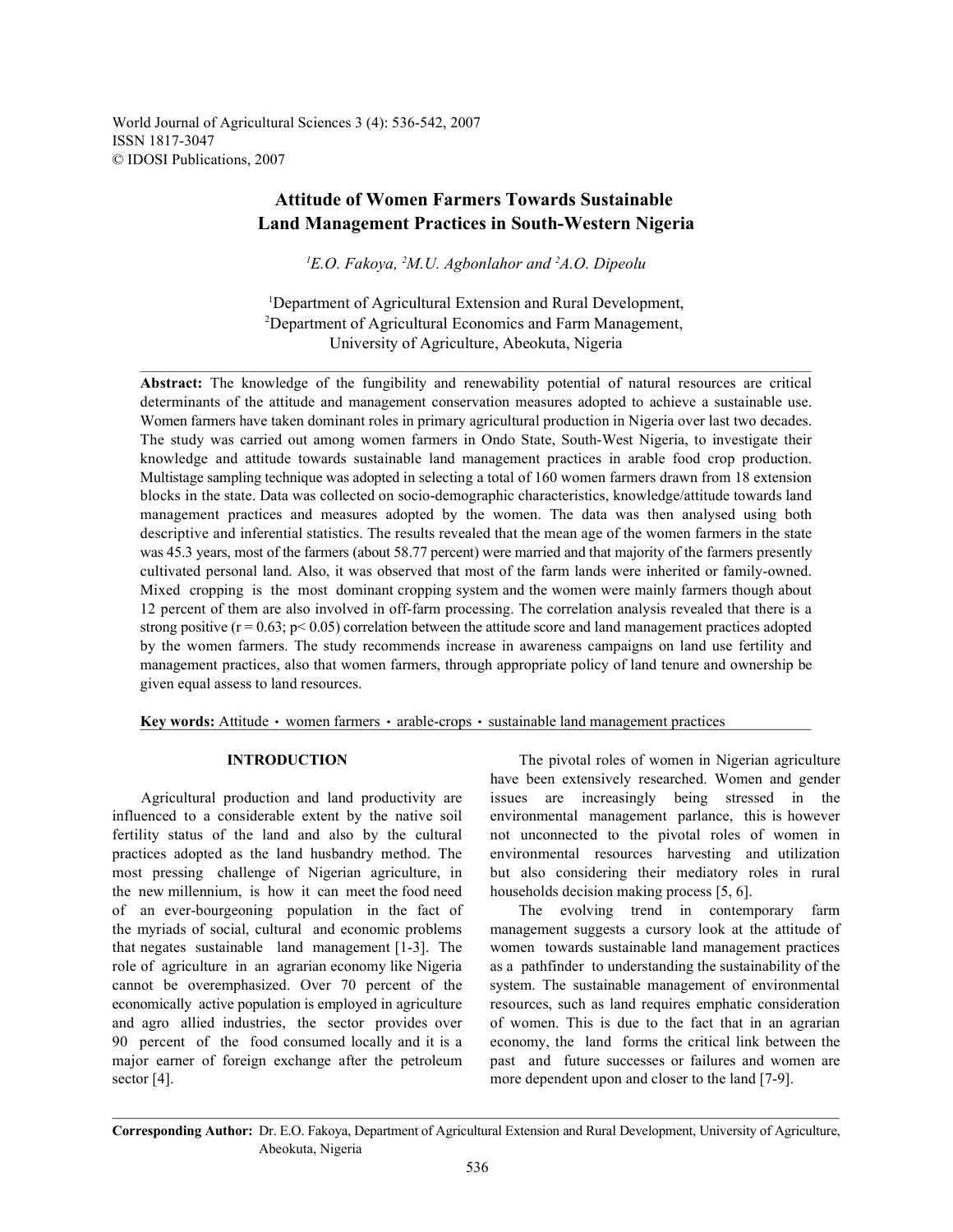World Journal of Agricultural Sciences 3 (4): 536-542, 2007
ISSN 1817-3047
© IDOSI Publications, 2007

# Attitude of Women Farmers Towards Sustainable Land Management Practices in South-Western Nigeria

*[1]E.O. Fakoya, [2]M.U. Agbonlahor and [2]A.O. Dipeolu*

[1]Department of Agricultural Extension and Rural Development,
[2]Department of Agricultural Economics and Farm Management,
University of Agriculture, Abeokuta, Nigeria

**Abstract:** The knowledge of the fungibility and renewability potential of natural resources are critical determinants of the attitude and management conservation measures adopted to achieve a sustainable use. Women farmers have taken dominant roles in primary agricultural production in Nigeria over last two decades. The study was carried out among women farmers in Ondo State, South-West Nigeria, to investigate their knowledge and attitude towards sustainable land management practices in arable food crop production. Multistage sampling technique was adopted in selecting a total of 160 women farmers drawn from 18 extension blocks in the state. Data was collected on socio-demographic characteristics, knowledge/attitude towards land management practices and measures adopted by the women. The data was then analysed using both descriptive and inferential statistics. The results revealed that the mean age of the women farmers in the state was 45.3 years, most of the farmers (about 58.77 percent) were married and that majority of the farmers presently cultivated personal land. Also, it was observed that most of the farm lands were inherited or family-owned. Mixed cropping is the most dominant cropping system and the women were mainly farmers though about 12 percent of them are also involved in off-farm processing. The correlation analysis revealed that there is a strong positive ($r = 0.63$; $p < 0.05$) correlation between the attitude score and land management practices adopted by the women farmers. The study recommends increase in awareness campaigns on land use fertility and management practices, also that women farmers, through appropriate policy of land tenure and ownership be given equal assess to land resources.

**Key words:** Attitude · women farmers · arable-crops · sustainable land management practices

## INTRODUCTION

Agricultural production and land productivity are influenced to a considerable extent by the native soil fertility status of the land and also by the cultural practices adopted as the land husbandry method. The most pressing challenge of Nigerian agriculture, in the new millennium, is how it can meet the food need of an ever-bourgeoning population in the fact of the myriads of social, cultural and economic problems that negates sustainable land management [1-3]. The role of agriculture in an agrarian economy like Nigeria cannot be overemphasized. Over 70 percent of the economically active population is employed in agriculture and agro allied industries, the sector provides over 90 percent of the food consumed locally and it is a major earner of foreign exchange after the petroleum sector [4].

The pivotal roles of women in Nigerian agriculture have been extensively researched. Women and gender issues are increasingly being stressed in the environmental management parlance, this is however not unconnected to the pivotal roles of women in environmental resources harvesting and utilization but also considering their mediatory roles in rural households decision making process [5, 6].

The evolving trend in contemporary farm management suggests a cursory look at the attitude of women towards sustainable land management practices as a pathfinder to understanding the sustainability of the system. The sustainable management of environmental resources, such as land requires emphatic consideration of women. This is due to the fact that in an agrarian economy, the land forms the critical link between the past and future successes or failures and women are more dependent upon and closer to the land [7-9].

**Corresponding Author:** Dr. E.O. Fakoya, Department of Agricultural Extension and Rural Development, University of Agriculture, Abeokuta, Nigeria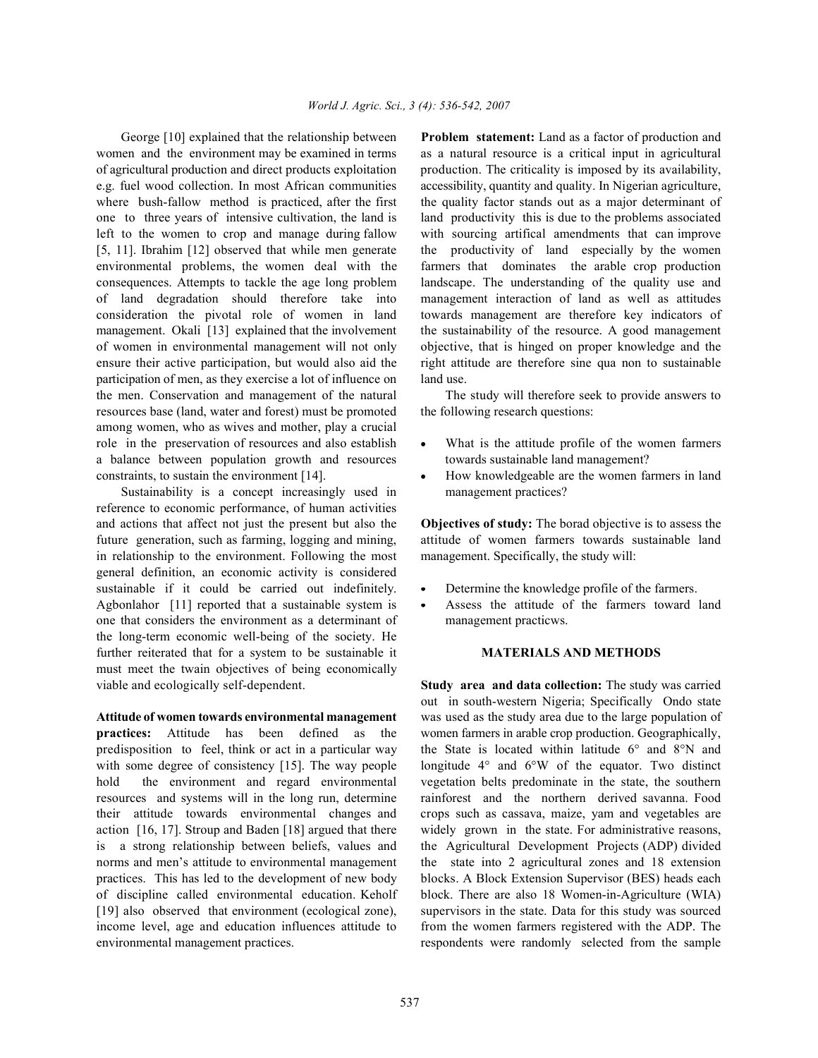George [10] explained that the relationship between women and the environment may be examined in terms of agricultural production and direct products exploitation e.g. fuel wood collection. In most African communities where bush-fallow method is practiced, after the first one to three years of intensive cultivation, the land is left to the women to crop and manage during fallow [5, 11]. Ibrahim [12] observed that while men generate environmental problems, the women deal with the consequences. Attempts to tackle the age long problem of land degradation should therefore take into consideration the pivotal role of women in land management. Okali [13] explained that the involvement of women in environmental management will not only ensure their active participation, but would also aid the participation of men, as they exercise a lot of influence on the men. Conservation and management of the natural resources base (land, water and forest) must be promoted among women, who as wives and mother, play a crucial role in the preservation of resources and also establish a balance between population growth and resources constraints, to sustain the environment [14].

Sustainability is a concept increasingly used in reference to economic performance, of human activities and actions that affect not just the present but also the future generation, such as farming, logging and mining, in relationship to the environment. Following the most general definition, an economic activity is considered sustainable if it could be carried out indefinitely. Agbonlahor [11] reported that a sustainable system is one that considers the environment as a determinant of the long-term economic well-being of the society. He further reiterated that for a system to be sustainable it must meet the twain objectives of being economically viable and ecologically self-dependent.

**Attitude of women towards environmental management practices:** Attitude has been defined as the predisposition to feel, think or act in a particular way with some degree of consistency [15]. The way people hold the environment and regard environmental resources and systems will in the long run, determine their attitude towards environmental changes and action [16, 17]. Stroup and Baden [18] argued that there is a strong relationship between beliefs, values and norms and men's attitude to environmental management practices. This has led to the development of new body of discipline called environmental education. Keholf [19] also observed that environment (ecological zone), income level, age and education influences attitude to environmental management practices.

**Problem statement:** Land as a factor of production and as a natural resource is a critical input in agricultural production. The criticality is imposed by its availability, accessibility, quantity and quality. In Nigerian agriculture, the quality factor stands out as a major determinant of land productivity this is due to the problems associated with sourcing artifical amendments that can improve the productivity of land especially by the women farmers that dominates the arable crop production landscape. The understanding of the quality use and management interaction of land as well as attitudes towards management are therefore key indicators of the sustainability of the resource. A good management objective, that is hinged on proper knowledge and the right attitude are therefore sine qua non to sustainable land use.

The study will therefore seek to provide answers to the following research questions:

- What is the attitude profile of the women farmers towards sustainable land management?
- How knowledgeable are the women farmers in land management practices?

**Objectives of study:** The borad objective is to assess the attitude of women farmers towards sustainable land management. Specifically, the study will:

- Determine the knowledge profile of the farmers.
- Assess the attitude of the farmers toward land management practicws.

## MATERIALS AND METHODS

**Study area and data collection:** The study was carried out in south-western Nigeria; Specifically Ondo state was used as the study area due to the large population of women farmers in arable crop production. Geographically, the State is located within latitude 6° and 8°N and longitude 4° and 6°W of the equator. Two distinct vegetation belts predominate in the state, the southern rainforest and the northern derived savanna. Food crops such as cassava, maize, yam and vegetables are widely grown in the state. For administrative reasons, the Agricultural Development Projects (ADP) divided the state into 2 agricultural zones and 18 extension blocks. A Block Extension Supervisor (BES) heads each block. There are also 18 Women-in-Agriculture (WIA) supervisors in the state. Data for this study was sourced from the women farmers registered with the ADP. The respondents were randomly selected from the sample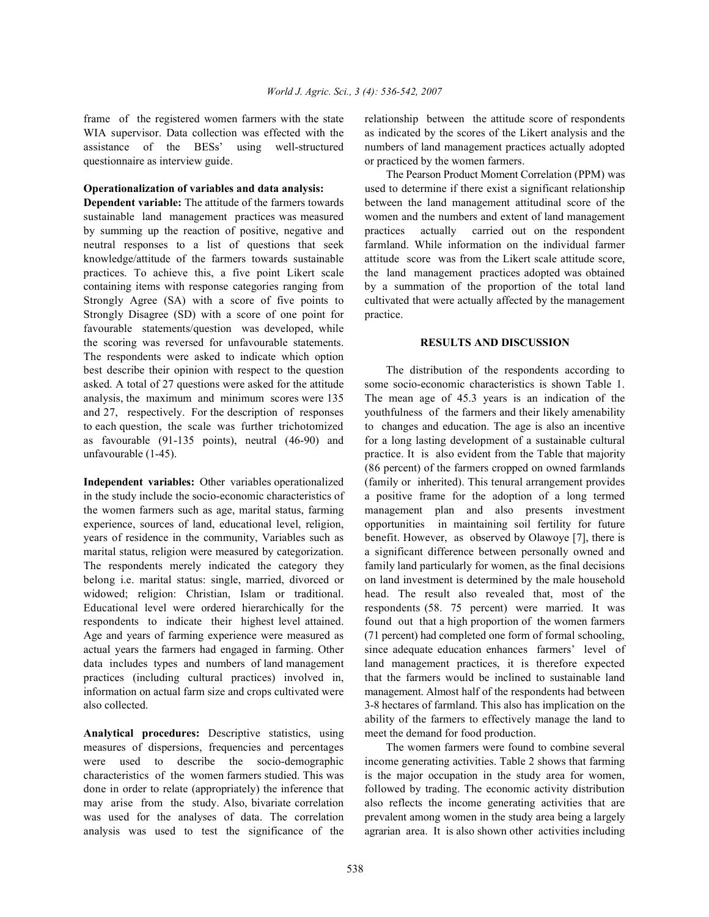frame of the registered women farmers with the state WIA supervisor. Data collection was effected with the assistance of the BESs' using well-structured questionnaire as interview guide.

**Operationalization of variables and data analysis:**

**Dependent variable:** The attitude of the farmers towards sustainable land management practices was measured by summing up the reaction of positive, negative and neutral responses to a list of questions that seek knowledge/attitude of the farmers towards sustainable practices. To achieve this, a five point Likert scale containing items with response categories ranging from Strongly Agree (SA) with a score of five points to Strongly Disagree (SD) with a score of one point for favourable statements/question was developed, while the scoring was reversed for unfavourable statements. The respondents were asked to indicate which option best describe their opinion with respect to the question asked. A total of 27 questions were asked for the attitude analysis, the maximum and minimum scores were 135 and 27, respectively. For the description of responses to each question, the scale was further trichotomized as favourable (91-135 points), neutral (46-90) and unfavourable (1-45).

**Independent variables:** Other variables operationalized in the study include the socio-economic characteristics of the women farmers such as age, marital status, farming experience, sources of land, educational level, religion, years of residence in the community, Variables such as marital status, religion were measured by categorization. The respondents merely indicated the category they belong i.e. marital status: single, married, divorced or widowed; religion: Christian, Islam or traditional. Educational level were ordered hierarchically for the respondents to indicate their highest level attained. Age and years of farming experience were measured as actual years the farmers had engaged in farming. Other data includes types and numbers of land management practices (including cultural practices) involved in, information on actual farm size and crops cultivated were also collected.

**Analytical procedures:** Descriptive statistics, using measures of dispersions, frequencies and percentages were used to describe the socio-demographic characteristics of the women farmers studied. This was done in order to relate (appropriately) the inference that may arise from the study. Also, bivariate correlation was used for the analyses of data. The correlation analysis was used to test the significance of the relationship between the attitude score of respondents as indicated by the scores of the Likert analysis and the numbers of land management practices actually adopted or practiced by the women farmers.

The Pearson Product Moment Correlation (PPM) was used to determine if there exist a significant relationship between the land management attitudinal score of the women and the numbers and extent of land management practices actually carried out on the respondent farmland. While information on the individual farmer attitude score was from the Likert scale attitude score, the land management practices adopted was obtained by a summation of the proportion of the total land cultivated that were actually affected by the management practice.

## RESULTS AND DISCUSSION

The distribution of the respondents according to some socio-economic characteristics is shown Table 1. The mean age of 45.3 years is an indication of the youthfulness of the farmers and their likely amenability to changes and education. The age is also an incentive for a long lasting development of a sustainable cultural practice. It is also evident from the Table that majority (86 percent) of the farmers cropped on owned farmlands (family or inherited). This tenural arrangement provides a positive frame for the adoption of a long termed management plan and also presents investment opportunities in maintaining soil fertility for future benefit. However, as observed by Olawoye [7], there is a significant difference between personally owned and family land particularly for women, as the final decisions on land investment is determined by the male household head. The result also revealed that, most of the respondents (58. 75 percent) were married. It was found out that a high proportion of the women farmers (71 percent) had completed one form of formal schooling, since adequate education enhances farmers' level of land management practices, it is therefore expected that the farmers would be inclined to sustainable land management. Almost half of the respondents had between 3-8 hectares of farmland. This also has implication on the ability of the farmers to effectively manage the land to meet the demand for food production.

The women farmers were found to combine several income generating activities. Table 2 shows that farming is the major occupation in the study area for women, followed by trading. The economic activity distribution also reflects the income generating activities that are prevalent among women in the study area being a largely agrarian area. It is also shown other activities including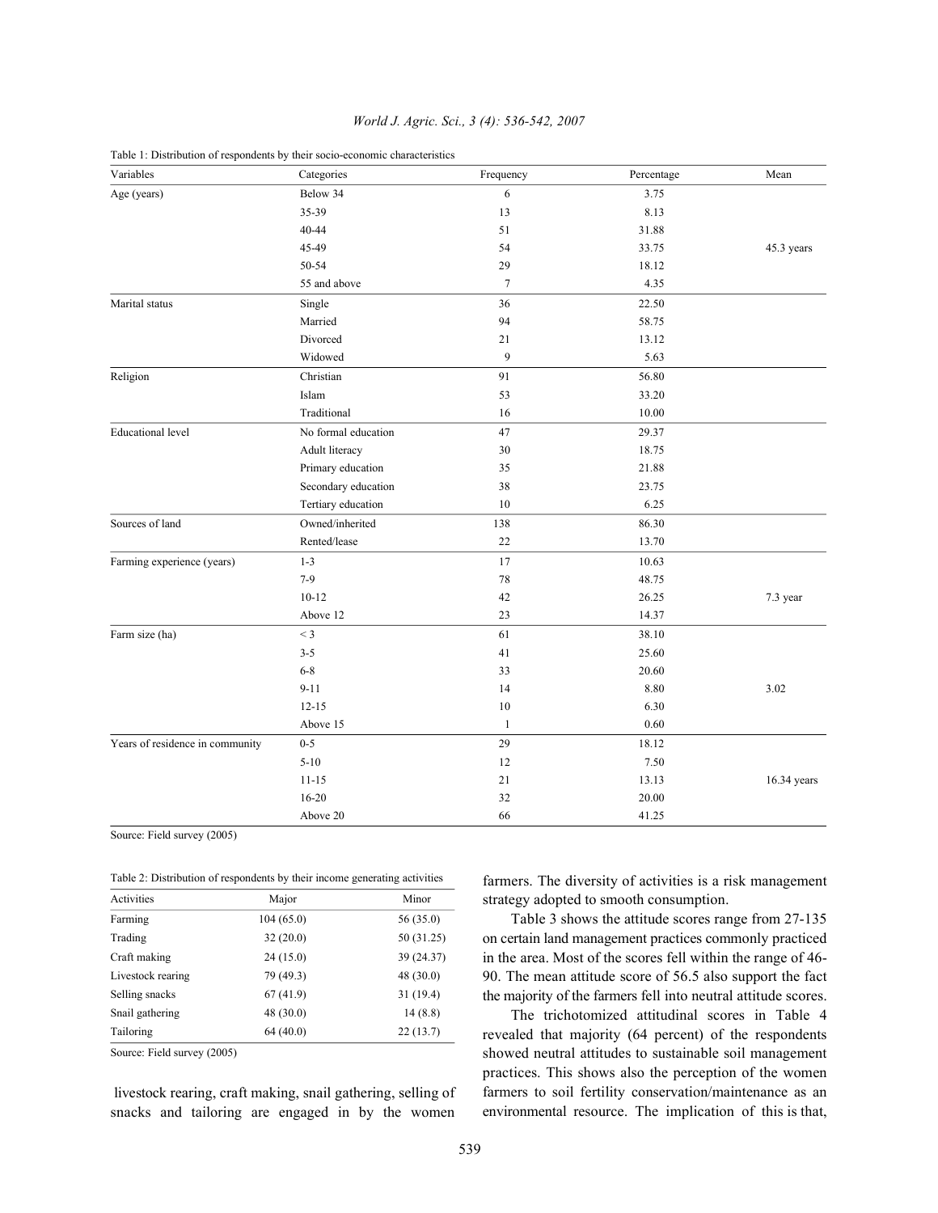Table 1: Distribution of respondents by their socio-economic characteristics

| Variables | Categories | Frequency | Percentage | Mean |
|---|---|---|---|---|
| Age (years) | Below 34 | 6 | 3.75 | |
| | 35-39 | 13 | 8.13 | |
| | 40-44 | 51 | 31.88 | |
| | 45-49 | 54 | 33.75 | 45.3 years |
| | 50-54 | 29 | 18.12 | |
| | 55 and above | 7 | 4.35 | |
| Marital status | Single | 36 | 22.50 | |
| | Married | 94 | 58.75 | |
| | Divorced | 21 | 13.12 | |
| | Widowed | 9 | 5.63 | |
| Religion | Christian | 91 | 56.80 | |
| | Islam | 53 | 33.20 | |
| | Traditional | 16 | 10.00 | |
| Educational level | No formal education | 47 | 29.37 | |
| | Adult literacy | 30 | 18.75 | |
| | Primary education | 35 | 21.88 | |
| | Secondary education | 38 | 23.75 | |
| | Tertiary education | 10 | 6.25 | |
| Sources of land | Owned/inherited | 138 | 86.30 | |
| | Rented/lease | 22 | 13.70 | |
| Farming experience (years) | 1-3 | 17 | 10.63 | |
| | 7-9 | 78 | 48.75 | |
| | 10-12 | 42 | 26.25 | 7.3 year |
| | Above 12 | 23 | 14.37 | |
| Farm size (ha) | < 3 | 61 | 38.10 | |
| | 3-5 | 41 | 25.60 | |
| | 6-8 | 33 | 20.60 | |
| | 9-11 | 14 | 8.80 | 3.02 |
| | 12-15 | 10 | 6.30 | |
| | Above 15 | 1 | 0.60 | |
| Years of residence in community | 0-5 | 29 | 18.12 | |
| | 5-10 | 12 | 7.50 | |
| | 11-15 | 21 | 13.13 | 16.34 years |
| | 16-20 | 32 | 20.00 | |
| | Above 20 | 66 | 41.25 | |

Source: Field survey (2005)

Table 2: Distribution of respondents by their income generating activities

| Activities | Major | Minor |
|---|---|---|
| Farming | 104 (65.0) | 56 (35.0) |
| Trading | 32 (20.0) | 50 (31.25) |
| Craft making | 24 (15.0) | 39 (24.37) |
| Livestock rearing | 79 (49.3) | 48 (30.0) |
| Selling snacks | 67 (41.9) | 31 (19.4) |
| Snail gathering | 48 (30.0) | 14 (8.8) |
| Tailoring | 64 (40.0) | 22 (13.7) |

Source: Field survey (2005)

livestock rearing, craft making, snail gathering, selling of snacks and tailoring are engaged in by the women farmers. The diversity of activities is a risk management strategy adopted to smooth consumption.

Table 3 shows the attitude scores range from 27-135 on certain land management practices commonly practiced in the area. Most of the scores fell within the range of 46-90. The mean attitude score of 56.5 also support the fact the majority of the farmers fell into neutral attitude scores.

The trichotomized attitudinal scores in Table 4 revealed that majority (64 percent) of the respondents showed neutral attitudes to sustainable soil management practices. This shows also the perception of the women farmers to soil fertility conservation/maintenance as an environmental resource. The implication of this is that,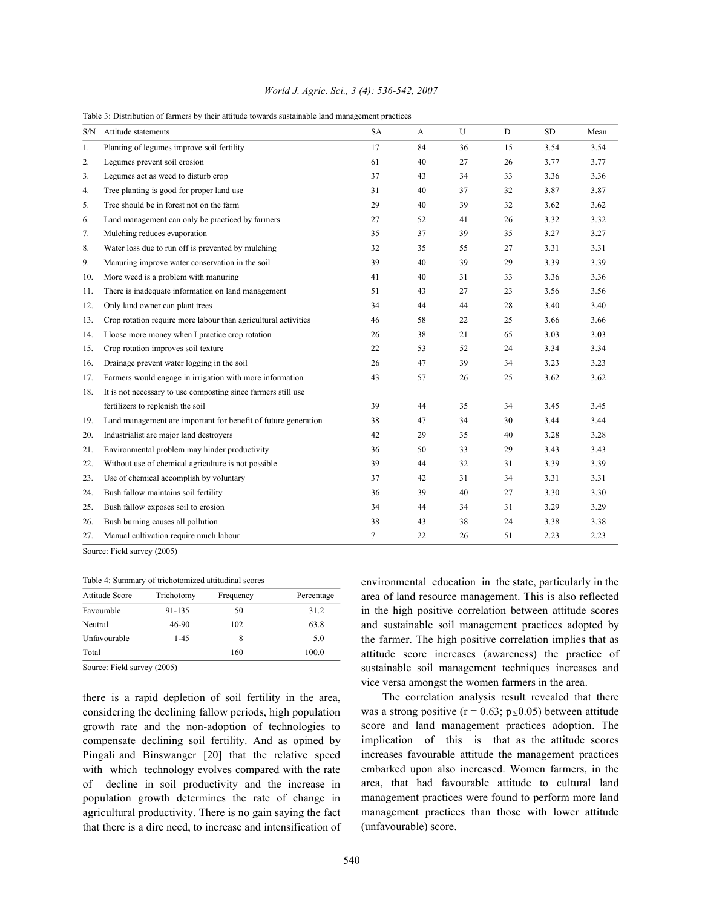Table 3: Distribution of farmers by their attitude towards sustainable land management practices

| S/N | Attitude statements | SA | A | U | D | SD | Mean |
|---|---|---|---|---|---|---|---|
| 1. | Planting of legumes improve soil fertility | 17 | 84 | 36 | 15 | 3.54 | 3.54 |
| 2. | Legumes prevent soil erosion | 61 | 40 | 27 | 26 | 3.77 | 3.77 |
| 3. | Legumes act as weed to disturb crop | 37 | 43 | 34 | 33 | 3.36 | 3.36 |
| 4. | Tree planting is good for proper land use | 31 | 40 | 37 | 32 | 3.87 | 3.87 |
| 5. | Tree should be in forest not on the farm | 29 | 40 | 39 | 32 | 3.62 | 3.62 |
| 6. | Land management can only be practiced by farmers | 27 | 52 | 41 | 26 | 3.32 | 3.32 |
| 7. | Mulching reduces evaporation | 35 | 37 | 39 | 35 | 3.27 | 3.27 |
| 8. | Water loss due to run off is prevented by mulching | 32 | 35 | 55 | 27 | 3.31 | 3.31 |
| 9. | Manuring improve water conservation in the soil | 39 | 40 | 39 | 29 | 3.39 | 3.39 |
| 10. | More weed is a problem with manuring | 41 | 40 | 31 | 33 | 3.36 | 3.36 |
| 11. | There is inadequate information on land management | 51 | 43 | 27 | 23 | 3.56 | 3.56 |
| 12. | Only land owner can plant trees | 34 | 44 | 44 | 28 | 3.40 | 3.40 |
| 13. | Crop rotation require more labour than agricultural activities | 46 | 58 | 22 | 25 | 3.66 | 3.66 |
| 14. | I loose more money when I practice crop rotation | 26 | 38 | 21 | 65 | 3.03 | 3.03 |
| 15. | Crop rotation improves soil texture | 22 | 53 | 52 | 24 | 3.34 | 3.34 |
| 16. | Drainage prevent water logging in the soil | 26 | 47 | 39 | 34 | 3.23 | 3.23 |
| 17. | Farmers would engage in irrigation with more information | 43 | 57 | 26 | 25 | 3.62 | 3.62 |
| 18. | It is not necessary to use composting since farmers still use fertilizers to replenish the soil | 39 | 44 | 35 | 34 | 3.45 | 3.45 |
| 19. | Land management are important for benefit of future generation | 38 | 47 | 34 | 30 | 3.44 | 3.44 |
| 20. | Industrialist are major land destroyers | 42 | 29 | 35 | 40 | 3.28 | 3.28 |
| 21. | Environmental problem may hinder productivity | 36 | 50 | 33 | 29 | 3.43 | 3.43 |
| 22. | Without use of chemical agriculture is not possible | 39 | 44 | 32 | 31 | 3.39 | 3.39 |
| 23. | Use of chemical accomplish by voluntary | 37 | 42 | 31 | 34 | 3.31 | 3.31 |
| 24. | Bush fallow maintains soil fertility | 36 | 39 | 40 | 27 | 3.30 | 3.30 |
| 25. | Bush fallow exposes soil to erosion | 34 | 44 | 34 | 31 | 3.29 | 3.29 |
| 26. | Bush burning causes all pollution | 38 | 43 | 38 | 24 | 3.38 | 3.38 |
| 27. | Manual cultivation require much labour | 7 | 22 | 26 | 51 | 2.23 | 2.23 |

Source: Field survey (2005)

Table 4: Summary of trichotomized attitudinal scores

| Attitude Score | Trichotomy | Frequency | Percentage |
|---|---|---|---|
| Favourable | 91-135 | 50 | 31.2 |
| Neutral | 46-90 | 102 | 63.8 |
| Unfavourable | 1-45 | 8 | 5.0 |
| Total | | 160 | 100.0 |

Source: Field survey (2005)

there is a rapid depletion of soil fertility in the area, considering the declining fallow periods, high population growth rate and the non-adoption of technologies to compensate declining soil fertility. And as opined by Pingali and Binswanger [20] that the relative speed with which technology evolves compared with the rate of decline in soil productivity and the increase in population growth determines the rate of change in agricultural productivity. There is no gain saying the fact that there is a dire need, to increase and intensification of environmental education in the state, particularly in the area of land resource management. This is also reflected in the high positive correlation between attitude scores and sustainable soil management practices adopted by the farmer. The high positive correlation implies that as attitude score increases (awareness) the practice of sustainable soil management techniques increases and vice versa amongst the women farmers in the area.

The correlation analysis result revealed that there was a strong positive ($r = 0.63$; $p \leq 0.05$) between attitude score and land management practices adoption. The implication of this is that as the attitude scores increases favourable attitude the management practices embarked upon also increased. Women farmers, in the area, that had favourable attitude to cultural land management practices were found to perform more land management practices than those with lower attitude (unfavourable) score.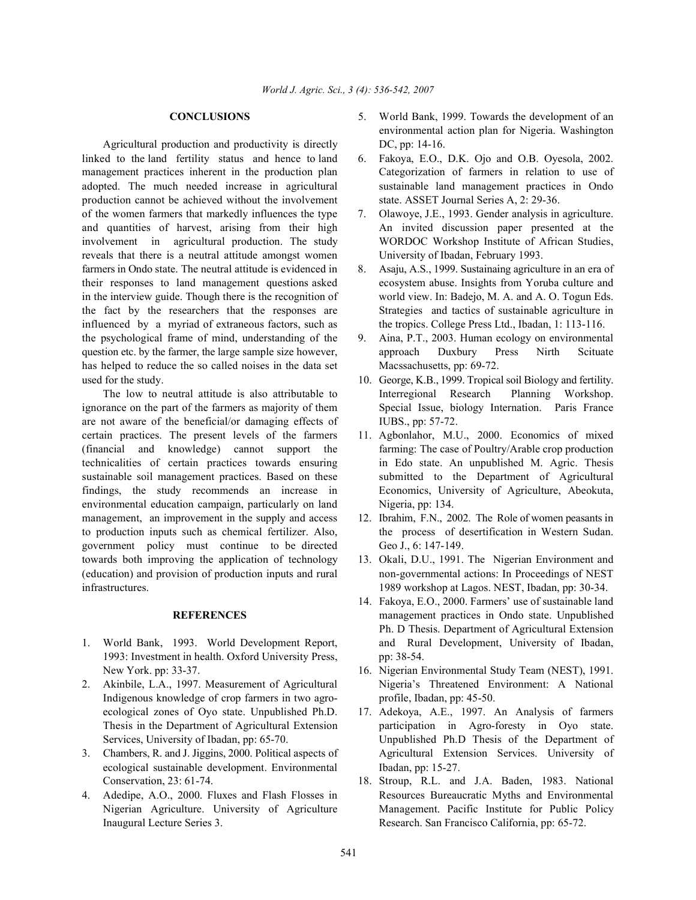## CONCLUSIONS

Agricultural production and productivity is directly linked to the land fertility status and hence to land management practices inherent in the production plan adopted. The much needed increase in agricultural production cannot be achieved without the involvement of the women farmers that markedly influences the type and quantities of harvest, arising from their high involvement in agricultural production. The study reveals that there is a neutral attitude amongst women farmers in Ondo state. The neutral attitude is evidenced in their responses to land management questions asked in the interview guide. Though there is the recognition of the fact by the researchers that the responses are influenced by a myriad of extraneous factors, such as the psychological frame of mind, understanding of the question etc. by the farmer, the large sample size however, has helped to reduce the so called noises in the data set used for the study.

The low to neutral attitude is also attributable to ignorance on the part of the farmers as majority of them are not aware of the beneficial/or damaging effects of certain practices. The present levels of the farmers (financial and knowledge) cannot support the technicalities of certain practices towards ensuring sustainable soil management practices. Based on these findings, the study recommends an increase in environmental education campaign, particularly on land management, an improvement in the supply and access to production inputs such as chemical fertilizer. Also, government policy must continue to be directed towards both improving the application of technology (education) and provision of production inputs and rural infrastructures.

## REFERENCES

1. World Bank, 1993. World Development Report, 1993: Investment in health. Oxford University Press, New York. pp: 33-37.
2. Akinbile, L.A., 1997. Measurement of Agricultural Indigenous knowledge of crop farmers in two agro-ecological zones of Oyo state. Unpublished Ph.D. Thesis in the Department of Agricultural Extension Services, University of Ibadan, pp: 65-70.
3. Chambers, R. and J. Jiggins, 2000. Political aspects of ecological sustainable development. Environmental Conservation, 23: 61-74.
4. Adedipe, A.O., 2000. Fluxes and Flash Flosses in Nigerian Agriculture. University of Agriculture Inaugural Lecture Series 3.
5. World Bank, 1999. Towards the development of an environmental action plan for Nigeria. Washington DC, pp: 14-16.
6. Fakoya, E.O., D.K. Ojo and O.B. Oyesola, 2002. Categorization of farmers in relation to use of sustainable land management practices in Ondo state. ASSET Journal Series A, 2: 29-36.
7. Olawoye, J.E., 1993. Gender analysis in agriculture. An invited discussion paper presented at the WORDOC Workshop Institute of African Studies, University of Ibadan, February 1993.
8. Asaju, A.S., 1999. Sustainaing agriculture in an era of ecosystem abuse. Insights from Yoruba culture and world view. In: Badejo, M. A. and A. O. Togun Eds. Strategies and tactics of sustainable agriculture in the tropics. College Press Ltd., Ibadan, 1: 113-116.
9. Aina, P.T., 2003. Human ecology on environmental approach Duxbury Press Nirth Scituate Macssachusetts, pp: 69-72.
10. George, K.B., 1999. Tropical soil Biology and fertility. Interregional Research Planning Workshop. Special Issue, biology Internation. Paris France IUBS., pp: 57-72.
11. Agbonlahor, M.U., 2000. Economics of mixed farming: The case of Poultry/Arable crop production in Edo state. An unpublished M. Agric. Thesis submitted to the Department of Agricultural Economics, University of Agriculture, Abeokuta, Nigeria, pp: 134.
12. Ibrahim, F.N., 2002. The Role of women peasants in the process of desertification in Western Sudan. Geo J., 6: 147-149.
13. Okali, D.U., 1991. The Nigerian Environment and non-governmental actions: In Proceedings of NEST 1989 workshop at Lagos. NEST, Ibadan, pp: 30-34.
14. Fakoya, E.O., 2000. Farmers' use of sustainable land management practices in Ondo state. Unpublished Ph. D Thesis. Department of Agricultural Extension and Rural Development, University of Ibadan, pp: 38-54.
16. Nigerian Environmental Study Team (NEST), 1991. Nigeria's Threatened Environment: A National profile, Ibadan, pp: 45-50.
17. Adekoya, A.E., 1997. An Analysis of farmers participation in Agro-foresty in Oyo state. Unpublished Ph.D Thesis of the Department of Agricultural Extension Services. University of Ibadan, pp: 15-27.
18. Stroup, R.L. and J.A. Baden, 1983. National Resources Bureaucratic Myths and Environmental Management. Pacific Institute for Public Policy Research. San Francisco California, pp: 65-72.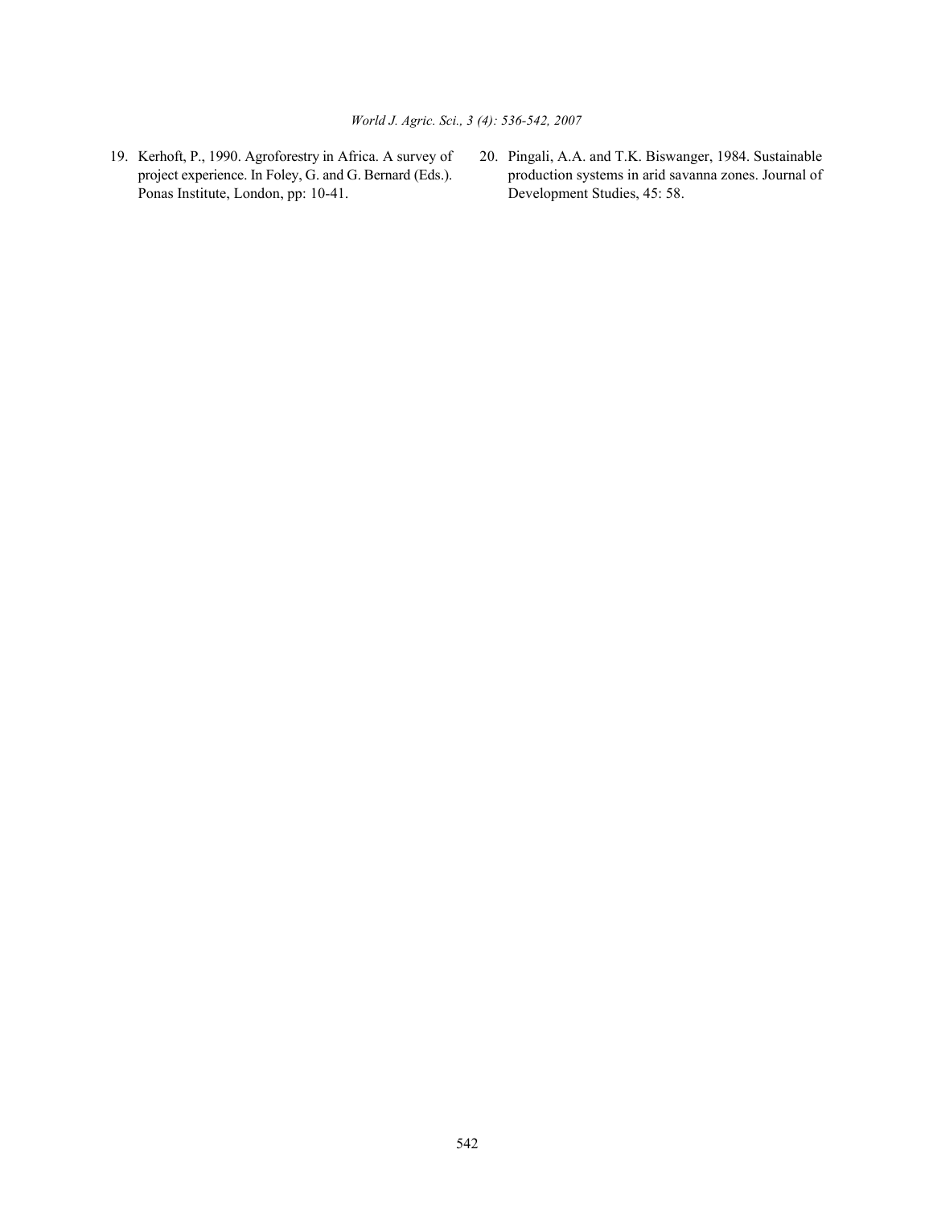19. Kerhoft, P., 1990. Agroforestry in Africa. A survey of project experience. In Foley, G. and G. Bernard (Eds.). Ponas Institute, London, pp: 10-41.
20. Pingali, A.A. and T.K. Biswanger, 1984. Sustainable production systems in arid savanna zones. Journal of Development Studies, 45: 58.